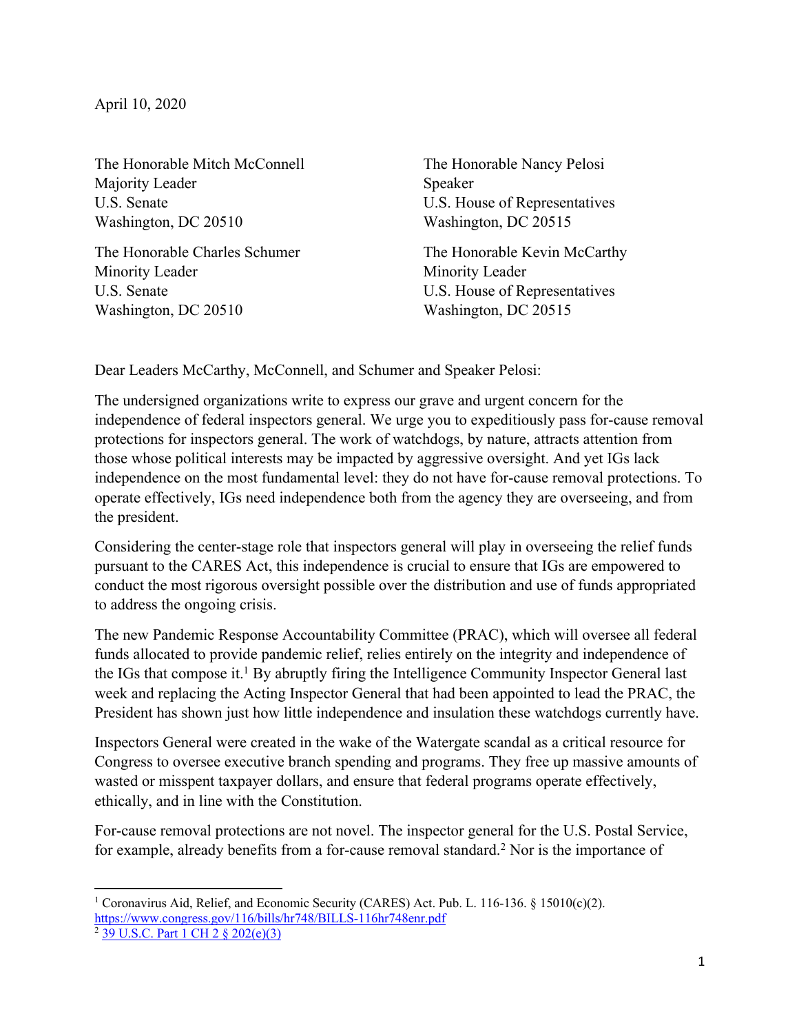April 10, 2020

The Honorable Mitch McConnell
Majority Leader
U.S. Senate
Washington, DC 20510

The Honorable Nancy Pelosi
Speaker
U.S. House of Representatives
Washington, DC 20515

The Honorable Charles Schumer
Minority Leader
U.S. Senate
Washington, DC 20510

The Honorable Kevin McCarthy
Minority Leader
U.S. House of Representatives
Washington, DC 20515

Dear Leaders McCarthy, McConnell, and Schumer and Speaker Pelosi:

The undersigned organizations write to express our grave and urgent concern for the independence of federal inspectors general. We urge you to expeditiously pass for-cause removal protections for inspectors general. The work of watchdogs, by nature, attracts attention from those whose political interests may be impacted by aggressive oversight. And yet IGs lack independence on the most fundamental level: they do not have for-cause removal protections. To operate effectively, IGs need independence both from the agency they are overseeing, and from the president.

Considering the center-stage role that inspectors general will play in overseeing the relief funds pursuant to the CARES Act, this independence is crucial to ensure that IGs are empowered to conduct the most rigorous oversight possible over the distribution and use of funds appropriated to address the ongoing crisis.

The new Pandemic Response Accountability Committee (PRAC), which will oversee all federal funds allocated to provide pandemic relief, relies entirely on the integrity and independence of the IGs that compose it.[1] By abruptly firing the Intelligence Community Inspector General last week and replacing the Acting Inspector General that had been appointed to lead the PRAC, the President has shown just how little independence and insulation these watchdogs currently have.

Inspectors General were created in the wake of the Watergate scandal as a critical resource for Congress to oversee executive branch spending and programs. They free up massive amounts of wasted or misspent taxpayer dollars, and ensure that federal programs operate effectively, ethically, and in line with the Constitution.

For-cause removal protections are not novel. The inspector general for the U.S. Postal Service, for example, already benefits from a for-cause removal standard.[2] Nor is the importance of

---

[1] Coronavirus Aid, Relief, and Economic Security (CARES) Act. Pub. L. 116-136. § 15010(c)(2). https://www.congress.gov/116/bills/hr748/BILLS-116hr748enr.pdf

[2] 39 U.S.C. Part 1 CH 2 § 202(e)(3)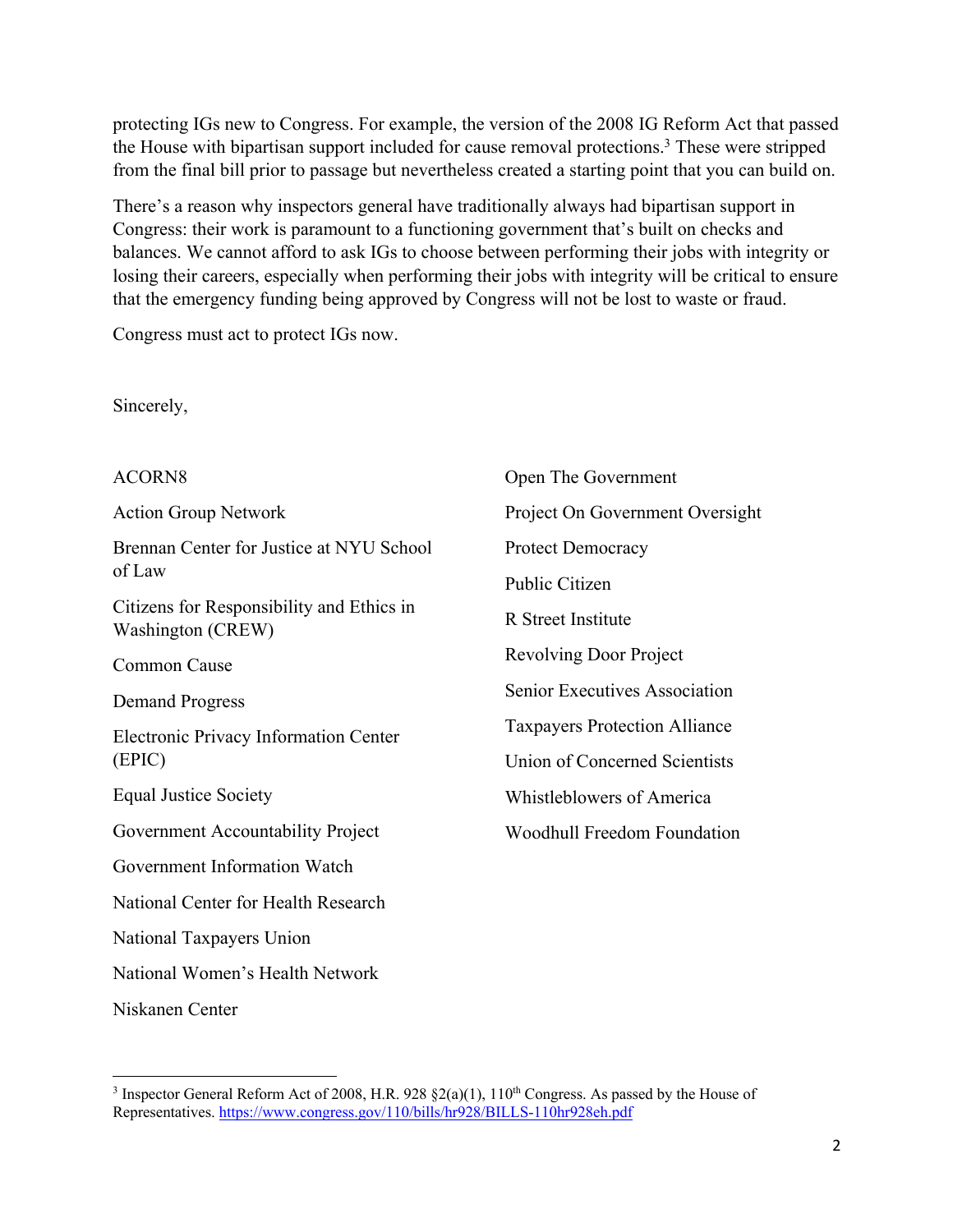protecting IGs new to Congress. For example, the version of the 2008 IG Reform Act that passed the House with bipartisan support included for cause removal protections.[3] These were stripped from the final bill prior to passage but nevertheless created a starting point that you can build on.

There's a reason why inspectors general have traditionally always had bipartisan support in Congress: their work is paramount to a functioning government that's built on checks and balances. We cannot afford to ask IGs to choose between performing their jobs with integrity or losing their careers, especially when performing their jobs with integrity will be critical to ensure that the emergency funding being approved by Congress will not be lost to waste or fraud.

Congress must act to protect IGs now.

Sincerely,

ACORN8

Action Group Network

Brennan Center for Justice at NYU School of Law

Citizens for Responsibility and Ethics in Washington (CREW)

Common Cause

Demand Progress

Electronic Privacy Information Center (EPIC)

Equal Justice Society

Government Accountability Project

Government Information Watch

National Center for Health Research

National Taxpayers Union

National Women's Health Network

Niskanen Center

Open The Government

Project On Government Oversight

Protect Democracy

Public Citizen

R Street Institute

Revolving Door Project

Senior Executives Association

Taxpayers Protection Alliance

Union of Concerned Scientists

Whistleblowers of America

Woodhull Freedom Foundation

---

[3] Inspector General Reform Act of 2008, H.R. 928 §2(a)(1), 110th Congress. As passed by the House of Representatives. https://www.congress.gov/110/bills/hr928/BILLS-110hr928eh.pdf